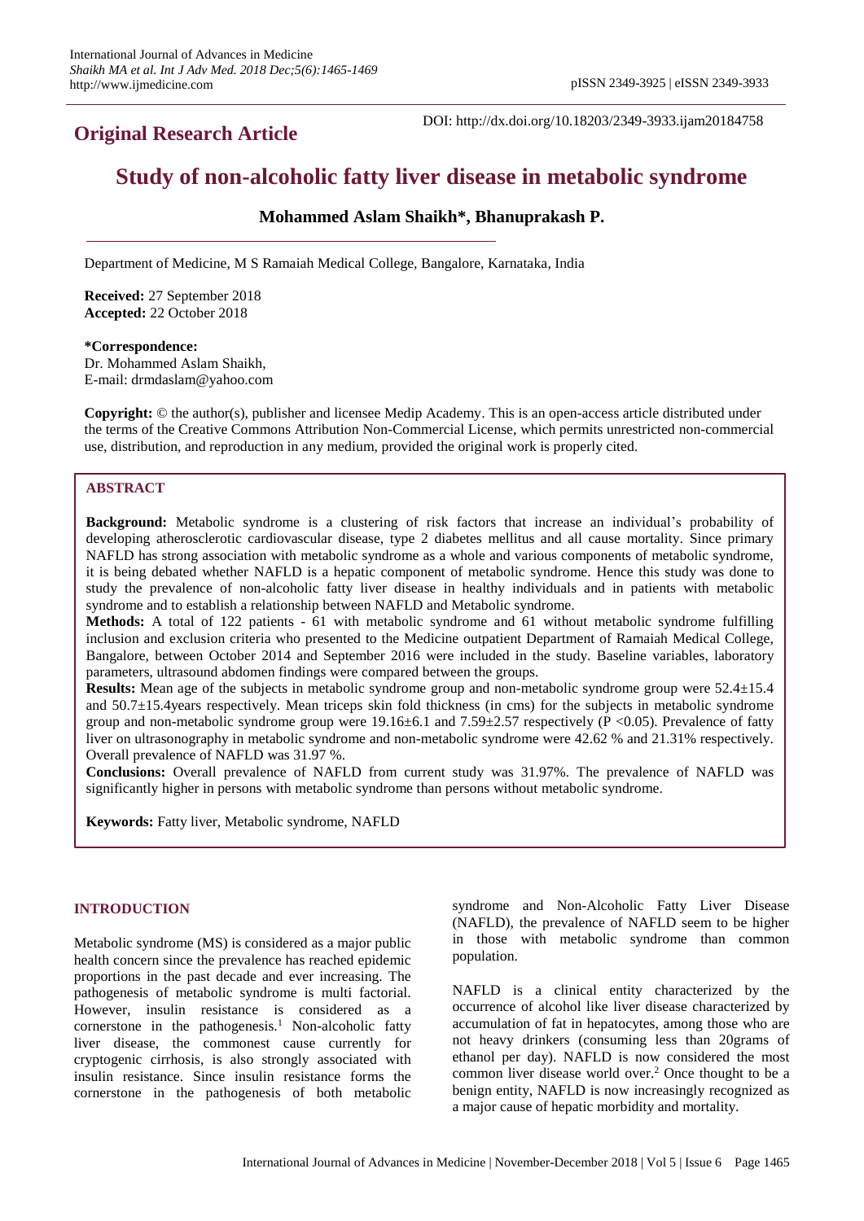**Original Research Article**

DOI: http://dx.doi.org/10.18203/2349-3933.ijam20184758

# Study of non-alcoholic fatty liver disease in metabolic syndrome

**Mohammed Aslam Shaikh\*, Bhanuprakash P.**

Department of Medicine, M S Ramaiah Medical College, Bangalore, Karnataka, India

**Received:** 27 September 2018
**Accepted:** 22 October 2018

**\*Correspondence:**
Dr. Mohammed Aslam Shaikh,
E-mail: drmdaslam@yahoo.com

**Copyright:** © the author(s), publisher and licensee Medip Academy. This is an open-access article distributed under the terms of the Creative Commons Attribution Non-Commercial License, which permits unrestricted non-commercial use, distribution, and reproduction in any medium, provided the original work is properly cited.

## ABSTRACT

**Background:** Metabolic syndrome is a clustering of risk factors that increase an individual's probability of developing atherosclerotic cardiovascular disease, type 2 diabetes mellitus and all cause mortality. Since primary NAFLD has strong association with metabolic syndrome as a whole and various components of metabolic syndrome, it is being debated whether NAFLD is a hepatic component of metabolic syndrome. Hence this study was done to study the prevalence of non-alcoholic fatty liver disease in healthy individuals and in patients with metabolic syndrome and to establish a relationship between NAFLD and Metabolic syndrome.

**Methods:** A total of 122 patients - 61 with metabolic syndrome and 61 without metabolic syndrome fulfilling inclusion and exclusion criteria who presented to the Medicine outpatient Department of Ramaiah Medical College, Bangalore, between October 2014 and September 2016 were included in the study. Baseline variables, laboratory parameters, ultrasound abdomen findings were compared between the groups.

**Results:** Mean age of the subjects in metabolic syndrome group and non-metabolic syndrome group were 52.4±15.4 and 50.7±15.4years respectively. Mean triceps skin fold thickness (in cms) for the subjects in metabolic syndrome group and non-metabolic syndrome group were 19.16±6.1 and 7.59±2.57 respectively ($P < 0.05$). Prevalence of fatty liver on ultrasonography in metabolic syndrome and non-metabolic syndrome were 42.62 % and 21.31% respectively. Overall prevalence of NAFLD was 31.97 %.

**Conclusions:** Overall prevalence of NAFLD from current study was 31.97%. The prevalence of NAFLD was significantly higher in persons with metabolic syndrome than persons without metabolic syndrome.

**Keywords:** Fatty liver, Metabolic syndrome, NAFLD

## INTRODUCTION

Metabolic syndrome (MS) is considered as a major public health concern since the prevalence has reached epidemic proportions in the past decade and ever increasing. The pathogenesis of metabolic syndrome is multi factorial. However, insulin resistance is considered as a cornerstone in the pathogenesis.[1] Non-alcoholic fatty liver disease, the commonest cause currently for cryptogenic cirrhosis, is also strongly associated with insulin resistance. Since insulin resistance forms the cornerstone in the pathogenesis of both metabolic syndrome and Non-Alcoholic Fatty Liver Disease (NAFLD), the prevalence of NAFLD seem to be higher in those with metabolic syndrome than common population.

NAFLD is a clinical entity characterized by the occurrence of alcohol like liver disease characterized by accumulation of fat in hepatocytes, among those who are not heavy drinkers (consuming less than 20grams of ethanol per day). NAFLD is now considered the most common liver disease world over.[2] Once thought to be a benign entity, NAFLD is now increasingly recognized as a major cause of hepatic morbidity and mortality.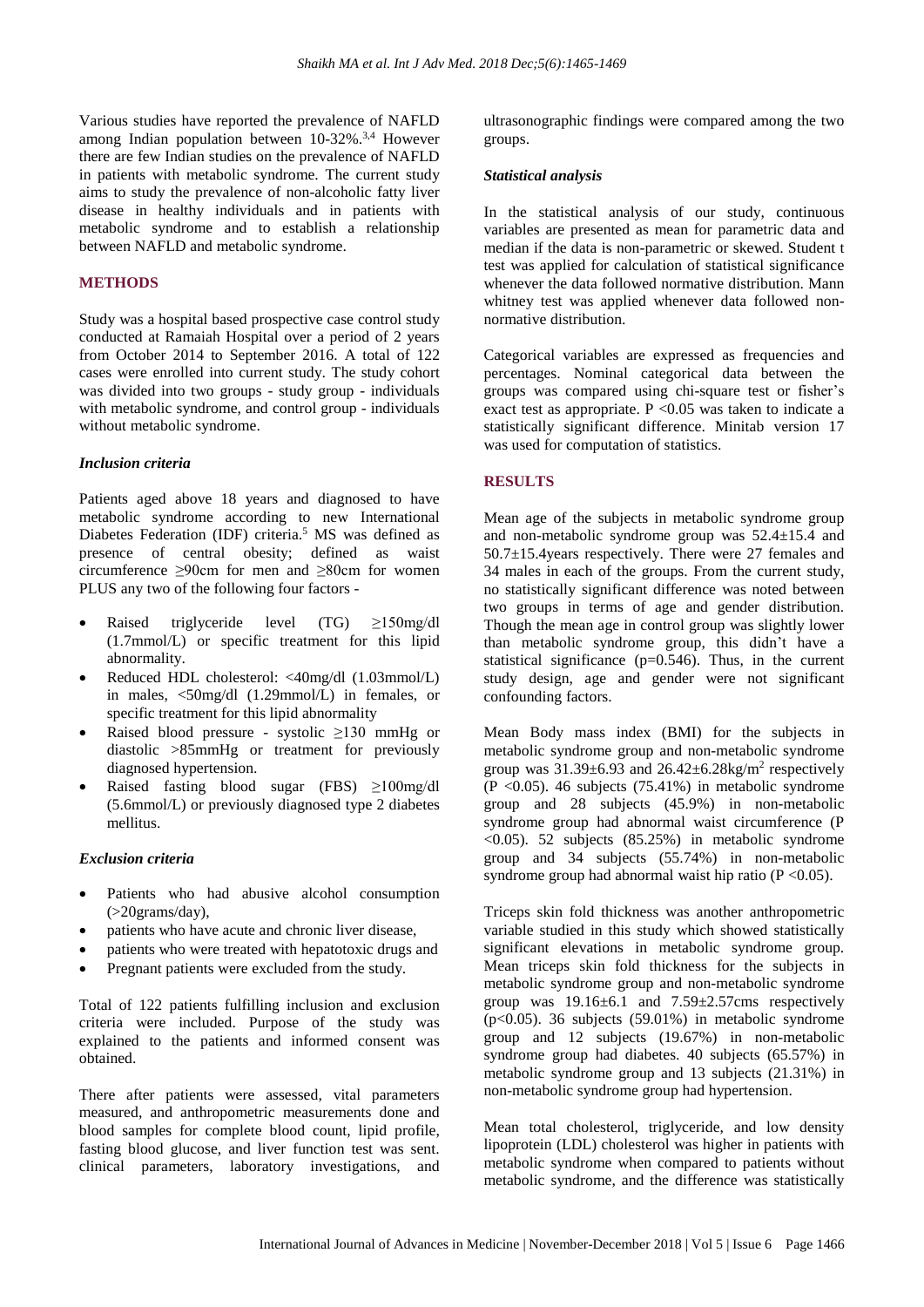Various studies have reported the prevalence of NAFLD among Indian population between 10-32%.[3,4] However there are few Indian studies on the prevalence of NAFLD in patients with metabolic syndrome. The current study aims to study the prevalence of non-alcoholic fatty liver disease in healthy individuals and in patients with metabolic syndrome and to establish a relationship between NAFLD and metabolic syndrome.

## METHODS

Study was a hospital based prospective case control study conducted at Ramaiah Hospital over a period of 2 years from October 2014 to September 2016. A total of 122 cases were enrolled into current study. The study cohort was divided into two groups - study group - individuals with metabolic syndrome, and control group - individuals without metabolic syndrome.

### *Inclusion criteria*

Patients aged above 18 years and diagnosed to have metabolic syndrome according to new International Diabetes Federation (IDF) criteria.[5] MS was defined as presence of central obesity; defined as waist circumference ≥90cm for men and ≥80cm for women PLUS any two of the following four factors -

- Raised triglyceride level (TG) ≥150mg/dl (1.7mmol/L) or specific treatment for this lipid abnormality.
- Reduced HDL cholesterol: <40mg/dl (1.03mmol/L) in males, <50mg/dl (1.29mmol/L) in females, or specific treatment for this lipid abnormality
- Raised blood pressure - systolic ≥130 mmHg or diastolic >85mmHg or treatment for previously diagnosed hypertension.
- Raised fasting blood sugar (FBS) ≥100mg/dl (5.6mmol/L) or previously diagnosed type 2 diabetes mellitus.

### *Exclusion criteria*

- Patients who had abusive alcohol consumption (>20grams/day),
- patients who have acute and chronic liver disease,
- patients who were treated with hepatotoxic drugs and
- Pregnant patients were excluded from the study.

Total of 122 patients fulfilling inclusion and exclusion criteria were included. Purpose of the study was explained to the patients and informed consent was obtained.

There after patients were assessed, vital parameters measured, and anthropometric measurements done and blood samples for complete blood count, lipid profile, fasting blood glucose, and liver function test was sent. clinical parameters, laboratory investigations, and ultrasonographic findings were compared among the two groups.

### *Statistical analysis*

In the statistical analysis of our study, continuous variables are presented as mean for parametric data and median if the data is non-parametric or skewed. Student t test was applied for calculation of statistical significance whenever the data followed normative distribution. Mann whitney test was applied whenever data followed non-normative distribution.

Categorical variables are expressed as frequencies and percentages. Nominal categorical data between the groups was compared using chi-square test or fisher's exact test as appropriate. $P < 0.05$ was taken to indicate a statistically significant difference. Minitab version 17 was used for computation of statistics.

## RESULTS

Mean age of the subjects in metabolic syndrome group and non-metabolic syndrome group was 52.4±15.4 and 50.7±15.4years respectively. There were 27 females and 34 males in each of the groups. From the current study, no statistically significant difference was noted between two groups in terms of age and gender distribution. Though the mean age in control group was slightly lower than metabolic syndrome group, this didn't have a statistical significance ($p=0.546$). Thus, in the current study design, age and gender were not significant confounding factors.

Mean Body mass index (BMI) for the subjects in metabolic syndrome group and non-metabolic syndrome group was 31.39±6.93 and 26.42±6.28kg/m$^2$ respectively ($P < 0.05$). 46 subjects (75.41%) in metabolic syndrome group and 28 subjects (45.9%) in non-metabolic syndrome group had abnormal waist circumference ($P < 0.05$). 52 subjects (85.25%) in metabolic syndrome group and 34 subjects (55.74%) in non-metabolic syndrome group had abnormal waist hip ratio ($P < 0.05$).

Triceps skin fold thickness was another anthropometric variable studied in this study which showed statistically significant elevations in metabolic syndrome group. Mean triceps skin fold thickness for the subjects in metabolic syndrome group and non-metabolic syndrome group was 19.16±6.1 and 7.59±2.57cms respectively ($p < 0.05$). 36 subjects (59.01%) in metabolic syndrome group and 12 subjects (19.67%) in non-metabolic syndrome group had diabetes. 40 subjects (65.57%) in metabolic syndrome group and 13 subjects (21.31%) in non-metabolic syndrome group had hypertension.

Mean total cholesterol, triglyceride, and low density lipoprotein (LDL) cholesterol was higher in patients with metabolic syndrome when compared to patients without metabolic syndrome, and the difference was statistically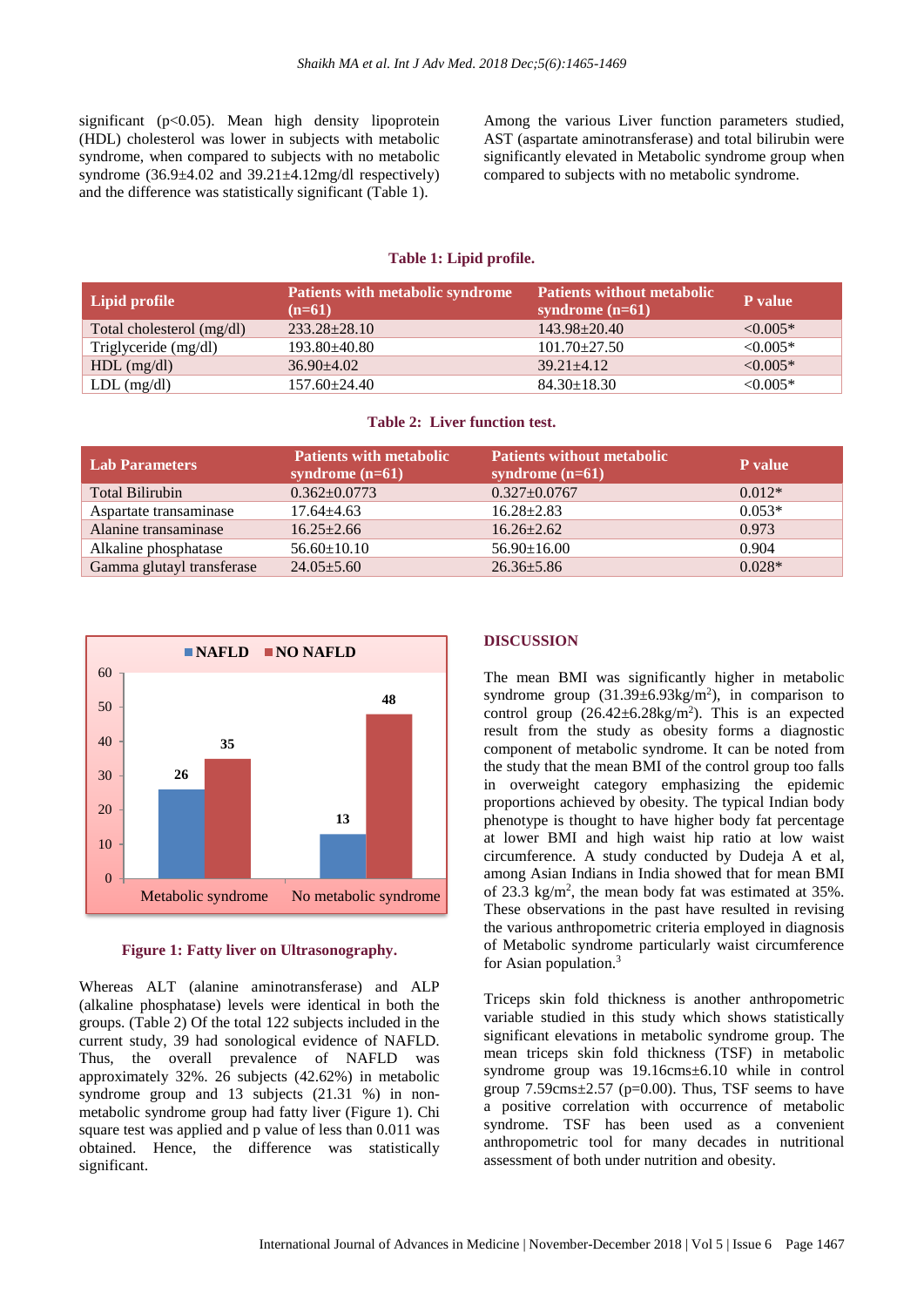significant (p<0.05). Mean high density lipoprotein (HDL) cholesterol was lower in subjects with metabolic syndrome, when compared to subjects with no metabolic syndrome (36.9±4.02 and 39.21±4.12mg/dl respectively) and the difference was statistically significant (Table 1).

Among the various Liver function parameters studied, AST (aspartate aminotransferase) and total bilirubin were significantly elevated in Metabolic syndrome group when compared to subjects with no metabolic syndrome.

**Table 1: Lipid profile.**

| Lipid profile | Patients with metabolic syndrome (n=61) | Patients without metabolic syndrome (n=61) | P value |
|---|---|---|---|
| Total cholesterol (mg/dl) | 233.28±28.10 | 143.98±20.40 | <0.005* |
| Triglyceride (mg/dl) | 193.80±40.80 | 101.70±27.50 | <0.005* |
| HDL (mg/dl) | 36.90±4.02 | 39.21±4.12 | <0.005* |
| LDL (mg/dl) | 157.60±24.40 | 84.30±18.30 | <0.005* |

**Table 2: Liver function test.**

| Lab Parameters | Patients with metabolic syndrome (n=61) | Patients without metabolic syndrome (n=61) | P value |
|---|---|---|---|
| Total Bilirubin | 0.362±0.0773 | 0.327±0.0767 | 0.012* |
| Aspartate transaminase | 17.64±4.63 | 16.28±2.83 | 0.053* |
| Alanine transaminase | 16.25±2.66 | 16.26±2.62 | 0.973 |
| Alkaline phosphatase | 56.60±10.10 | 56.90±16.00 | 0.904 |
| Gamma glutayl transferase | 24.05±5.60 | 26.36±5.86 | 0.028* |

| | Metabolic syndrome | No metabolic syndrome |
|---|---|---|
| NAFLD | 26 | 13 |
| NO NAFLD | 35 | 48 |

**Figure 1: Fatty liver on Ultrasonography.**

Whereas ALT (alanine aminotransferase) and ALP (alkaline phosphatase) levels were identical in both the groups. (Table 2) Of the total 122 subjects included in the current study, 39 had sonological evidence of NAFLD. Thus, the overall prevalence of NAFLD was approximately 32%. 26 subjects (42.62%) in metabolic syndrome group and 13 subjects (21.31 %) in non-metabolic syndrome group had fatty liver (Figure 1). Chi square test was applied and p value of less than 0.011 was obtained. Hence, the difference was statistically significant.

## DISCUSSION

The mean BMI was significantly higher in metabolic syndrome group (31.39±6.93kg/m$^2$), in comparison to control group (26.42±6.28kg/m$^2$). This is an expected result from the study as obesity forms a diagnostic component of metabolic syndrome. It can be noted from the study that the mean BMI of the control group too falls in overweight category emphasizing the epidemic proportions achieved by obesity. The typical Indian body phenotype is thought to have higher body fat percentage at lower BMI and high waist hip ratio at low waist circumference. A study conducted by Dudeja A et al, among Asian Indians in India showed that for mean BMI of 23.3 kg/m$^2$, the mean body fat was estimated at 35%. These observations in the past have resulted in revising the various anthropometric criteria employed in diagnosis of Metabolic syndrome particularly waist circumference for Asian population.[3]

Triceps skin fold thickness is another anthropometric variable studied in this study which shows statistically significant elevations in metabolic syndrome group. The mean triceps skin fold thickness (TSF) in metabolic syndrome group was 19.16cms±6.10 while in control group 7.59cms±2.57 (p=0.00). Thus, TSF seems to have a positive correlation with occurrence of metabolic syndrome. TSF has been used as a convenient anthropometric tool for many decades in nutritional assessment of both under nutrition and obesity.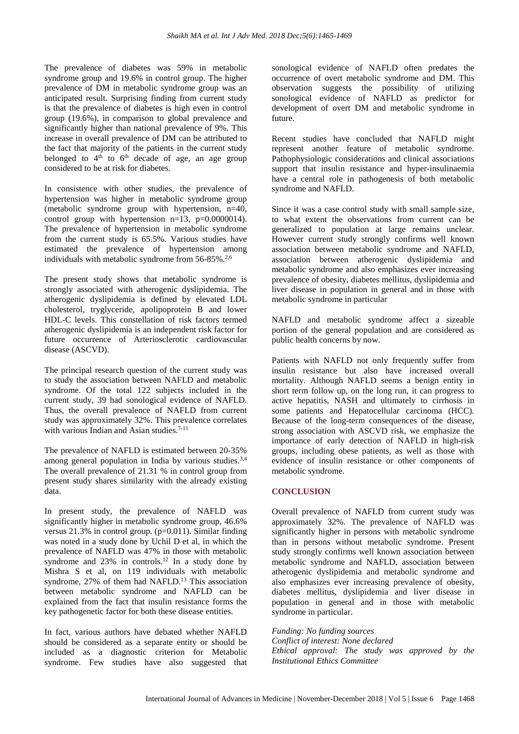The prevalence of diabetes was 59% in metabolic syndrome group and 19.6% in control group. The higher prevalence of DM in metabolic syndrome group was an anticipated result. Surprising finding from current study is that the prevalence of diabetes is high even in control group (19.6%), in comparison to global prevalence and significantly higher than national prevalence of 9%. This increase in overall prevalence of DM can be attributed to the fact that majority of the patients in the current study belonged to $4^{th}$ to $6^{th}$ decade of age, an age group considered to be at risk for diabetes.

In consistence with other studies, the prevalence of hypertension was higher in metabolic syndrome group (metabolic syndrome group with hypertension, n=40, control group with hypertension n=13, p=0.0000014). The prevalence of hypertension in metabolic syndrome from the current study is 65.5%. Various studies have estimated the prevalence of hypertension among individuals with metabolic syndrome from 56-85%.[2,6]

The present study shows that metabolic syndrome is strongly associated with atherogenic dyslipidemia. The atherogenic dyslipidemia is defined by elevated LDL cholesterol, tryglyceride, apolipoprotein B and lower HDL-C levels. This constellation of risk factors termed atherogenic dyslipidemia is an independent risk factor for future occurrence of Arteriosclerotic cardiovascular disease (ASCVD).

The principal research question of the current study was to study the association between NAFLD and metabolic syndrome. Of the total 122 subjects included in the current study, 39 had sonological evidence of NAFLD. Thus, the overall prevalence of NAFLD from current study was approximately 32%. This prevalence correlates with various Indian and Asian studies.[7-11]

The prevalence of NAFLD is estimated between 20-35% among general population in India by various studies.[3,4] The overall prevalence of 21.31 % in control group from present study shares similarity with the already existing data.

In present study, the prevalence of NAFLD was significantly higher in metabolic syndrome group, 46.6% versus 21.3% in control group. (p=0.011). Similar finding was noted in a study done by Uchil D et al, in which the prevalence of NAFLD was 47% in those with metabolic syndrome and 23% in controls.[12] In a study done by Mishra S et al, on 119 individuals with metabolic syndrome, 27% of them had NAFLD.[13] This association between metabolic syndrome and NAFLD can be explained from the fact that insulin resistance forms the key pathogenetic factor for both these disease entities.

In fact, various authors have debated whether NAFLD should be considered as a separate entity or should be included as a diagnostic criterion for Metabolic syndrome. Few studies have also suggested that sonological evidence of NAFLD often predates the occurrence of overt metabolic syndrome and DM. This observation suggests the possibility of utilizing sonological evidence of NAFLD as predictor for development of overt DM and metabolic syndrome in future.

Recent studies have concluded that NAFLD might represent another feature of metabolic syndrome. Pathophysiologic considerations and clinical associations support that insulin resistance and hyper-insulinaemia have a central role in pathogenesis of both metabolic syndrome and NAFLD.

Since it was a case control study with small sample size, to what extent the observations from current can be generalized to population at large remains unclear. However current study strongly confirms well known association between metabolic syndrome and NAFLD, association between atherogenic dyslipidemia and metabolic syndrome and also emphasizes ever increasing prevalence of obesity, diabetes mellitus, dyslipidemia and liver disease in population in general and in those with metabolic syndrome in particular

NAFLD and metabolic syndrome affect a sizeable portion of the general population and are considered as public health concerns by now.

Patients with NAFLD not only frequently suffer from insulin resistance but also have increased overall mortality. Although NAFLD seems a benign entity in short term follow up, on the long run, it can progress to active hepatitis, NASH and ultimately to cirrhosis in some patients and Hepatocellular carcinoma (HCC). Because of the long-term consequences of the disease, strong association with ASCVD risk, we emphasize the importance of early detection of NAFLD in high-risk groups, including obese patients, as well as those with evidence of insulin resistance or other components of metabolic syndrome.

## CONCLUSION

Overall prevalence of NAFLD from current study was approximately 32%. The prevalence of NAFLD was significantly higher in persons with metabolic syndrome than in persons without metabolic syndrome. Present study strongly confirms well known association between metabolic syndrome and NAFLD, association between atherogenic dyslipidemia and metabolic syndrome and also emphasizes ever increasing prevalence of obesity, diabetes mellitus, dyslipidemia and liver disease in population in general and in those with metabolic syndrome in particular.

*Funding: No funding sources*
*Conflict of interest: None declared*
*Ethical approval: The study was approved by the Institutional Ethics Committee*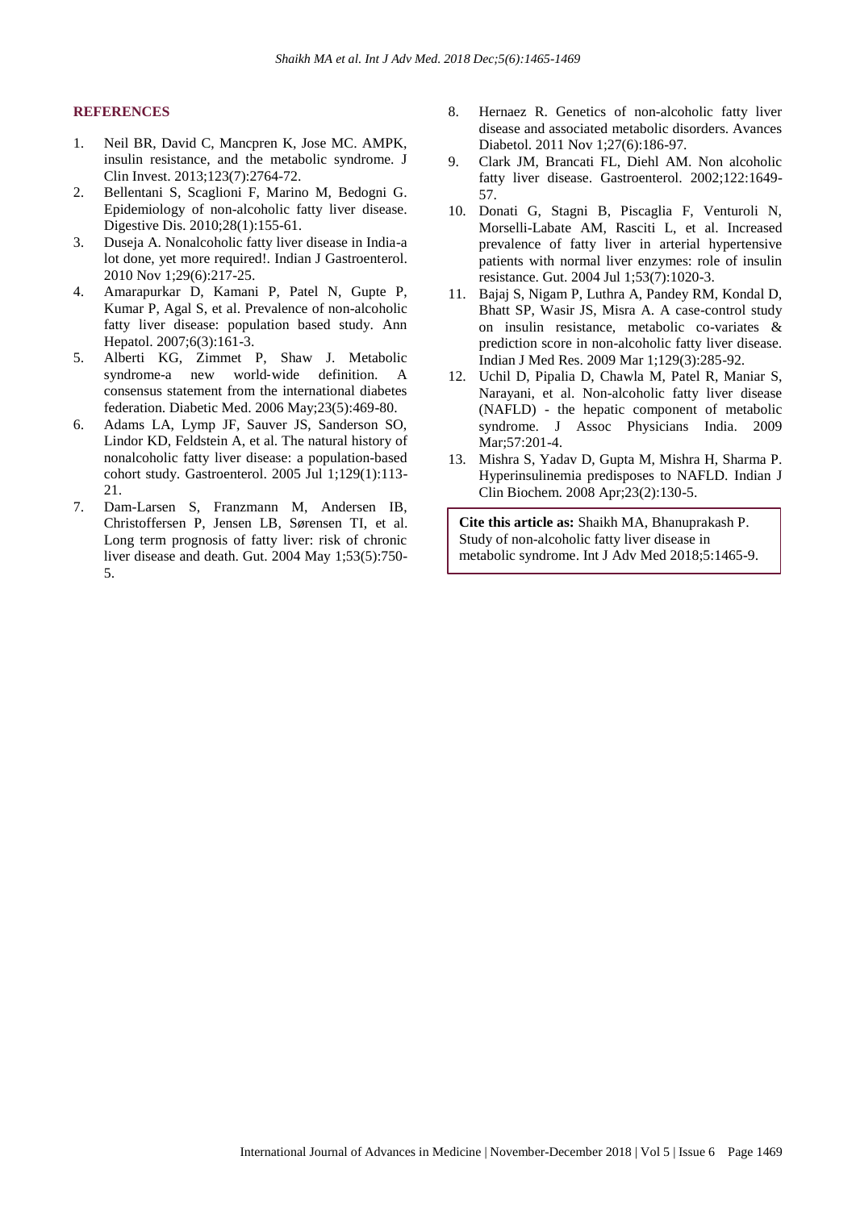## REFERENCES

1. Neil BR, David C, Mancpren K, Jose MC. AMPK, insulin resistance, and the metabolic syndrome. J Clin Invest. 2013;123(7):2764-72.
2. Bellentani S, Scaglioni F, Marino M, Bedogni G. Epidemiology of non-alcoholic fatty liver disease. Digestive Dis. 2010;28(1):155-61.
3. Duseja A. Nonalcoholic fatty liver disease in India-a lot done, yet more required!. Indian J Gastroenterol. 2010 Nov 1;29(6):217-25.
4. Amarapurkar D, Kamani P, Patel N, Gupte P, Kumar P, Agal S, et al. Prevalence of non-alcoholic fatty liver disease: population based study. Ann Hepatol. 2007;6(3):161-3.
5. Alberti KG, Zimmet P, Shaw J. Metabolic syndrome-a new world-wide definition. A consensus statement from the international diabetes federation. Diabetic Med. 2006 May;23(5):469-80.
6. Adams LA, Lymp JF, Sauver JS, Sanderson SO, Lindor KD, Feldstein A, et al. The natural history of nonalcoholic fatty liver disease: a population-based cohort study. Gastroenterol. 2005 Jul 1;129(1):113-21.
7. Dam-Larsen S, Franzmann M, Andersen IB, Christoffersen P, Jensen LB, Sørensen TI, et al. Long term prognosis of fatty liver: risk of chronic liver disease and death. Gut. 2004 May 1;53(5):750-5.
8. Hernaez R. Genetics of non-alcoholic fatty liver disease and associated metabolic disorders. Avances Diabetol. 2011 Nov 1;27(6):186-97.
9. Clark JM, Brancati FL, Diehl AM. Non alcoholic fatty liver disease. Gastroenterol. 2002;122:1649-57.
10. Donati G, Stagni B, Piscaglia F, Venturoli N, Morselli-Labate AM, Rasciti L, et al. Increased prevalence of fatty liver in arterial hypertensive patients with normal liver enzymes: role of insulin resistance. Gut. 2004 Jul 1;53(7):1020-3.
11. Bajaj S, Nigam P, Luthra A, Pandey RM, Kondal D, Bhatt SP, Wasir JS, Misra A. A case-control study on insulin resistance, metabolic co-variates & prediction score in non-alcoholic fatty liver disease. Indian J Med Res. 2009 Mar 1;129(3):285-92.
12. Uchil D, Pipalia D, Chawla M, Patel R, Maniar S, Narayani, et al. Non-alcoholic fatty liver disease (NAFLD) - the hepatic component of metabolic syndrome. J Assoc Physicians India. 2009 Mar;57:201-4.
13. Mishra S, Yadav D, Gupta M, Mishra H, Sharma P. Hyperinsulinemia predisposes to NAFLD. Indian J Clin Biochem. 2008 Apr;23(2):130-5.

**Cite this article as:** Shaikh MA, Bhanuprakash P. Study of non-alcoholic fatty liver disease in metabolic syndrome. Int J Adv Med 2018;5:1465-9.